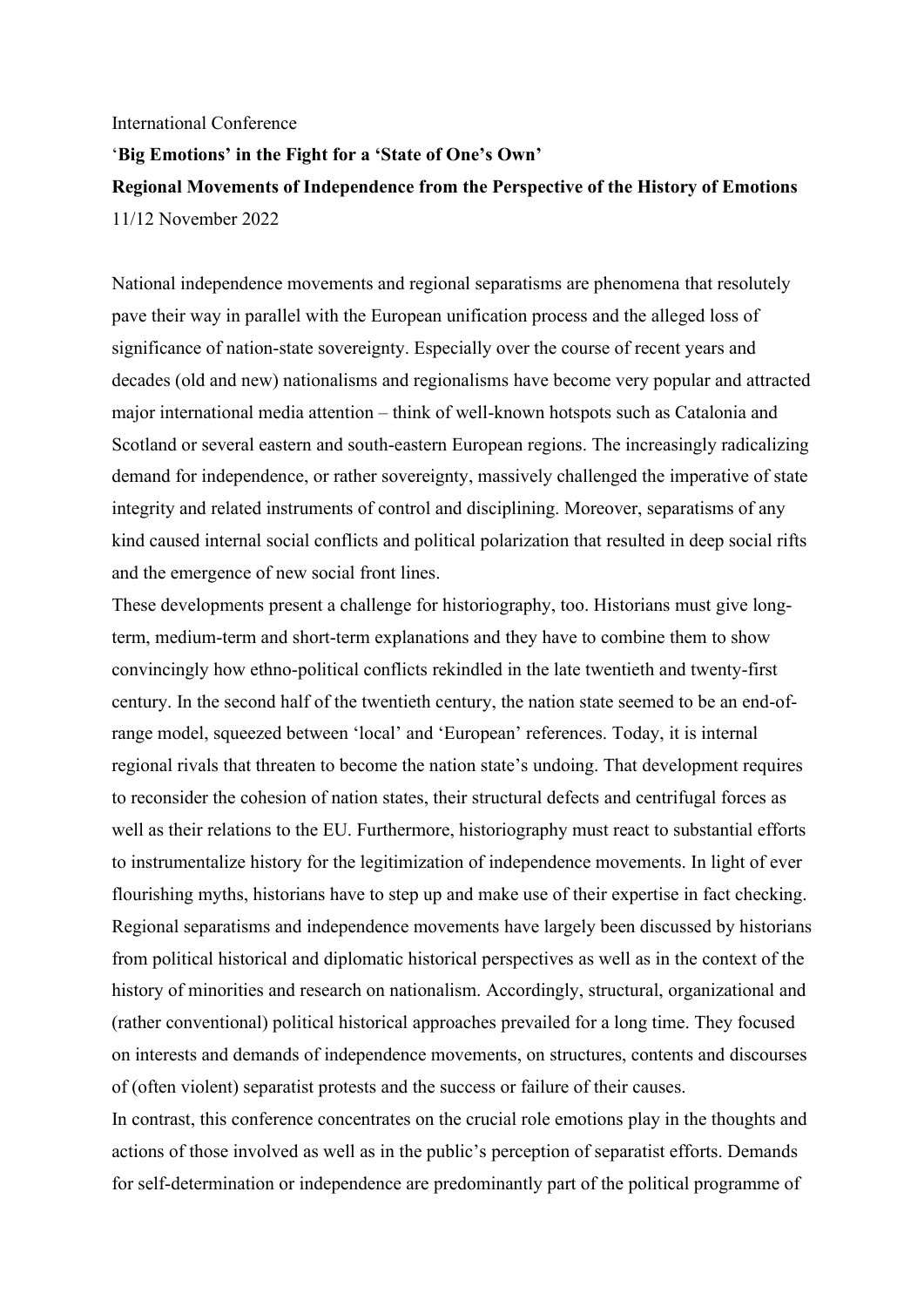International Conference

**'Big Emotions' in the Fight for a 'State of One's Own'**

**Regional Movements of Independence from the Perspective of the History of Emotions**

11/12 November 2022

National independence movements and regional separatisms are phenomena that resolutely pave their way in parallel with the European unification process and the alleged loss of significance of nation-state sovereignty. Especially over the course of recent years and decades (old and new) nationalisms and regionalisms have become very popular and attracted major international media attention – think of well-known hotspots such as Catalonia and Scotland or several eastern and south-eastern European regions. The increasingly radicalizing demand for independence, or rather sovereignty, massively challenged the imperative of state integrity and related instruments of control and disciplining. Moreover, separatisms of any kind caused internal social conflicts and political polarization that resulted in deep social rifts and the emergence of new social front lines.

These developments present a challenge for historiography, too. Historians must give long-term, medium-term and short-term explanations and they have to combine them to show convincingly how ethno-political conflicts rekindled in the late twentieth and twenty-first century. In the second half of the twentieth century, the nation state seemed to be an end-of-range model, squeezed between 'local' and 'European' references. Today, it is internal regional rivals that threaten to become the nation state's undoing. That development requires to reconsider the cohesion of nation states, their structural defects and centrifugal forces as well as their relations to the EU. Furthermore, historiography must react to substantial efforts to instrumentalize history for the legitimization of independence movements. In light of ever flourishing myths, historians have to step up and make use of their expertise in fact checking.

Regional separatisms and independence movements have largely been discussed by historians from political historical and diplomatic historical perspectives as well as in the context of the history of minorities and research on nationalism. Accordingly, structural, organizational and (rather conventional) political historical approaches prevailed for a long time. They focused on interests and demands of independence movements, on structures, contents and discourses of (often violent) separatist protests and the success or failure of their causes.

In contrast, this conference concentrates on the crucial role emotions play in the thoughts and actions of those involved as well as in the public's perception of separatist efforts. Demands for self-determination or independence are predominantly part of the political programme of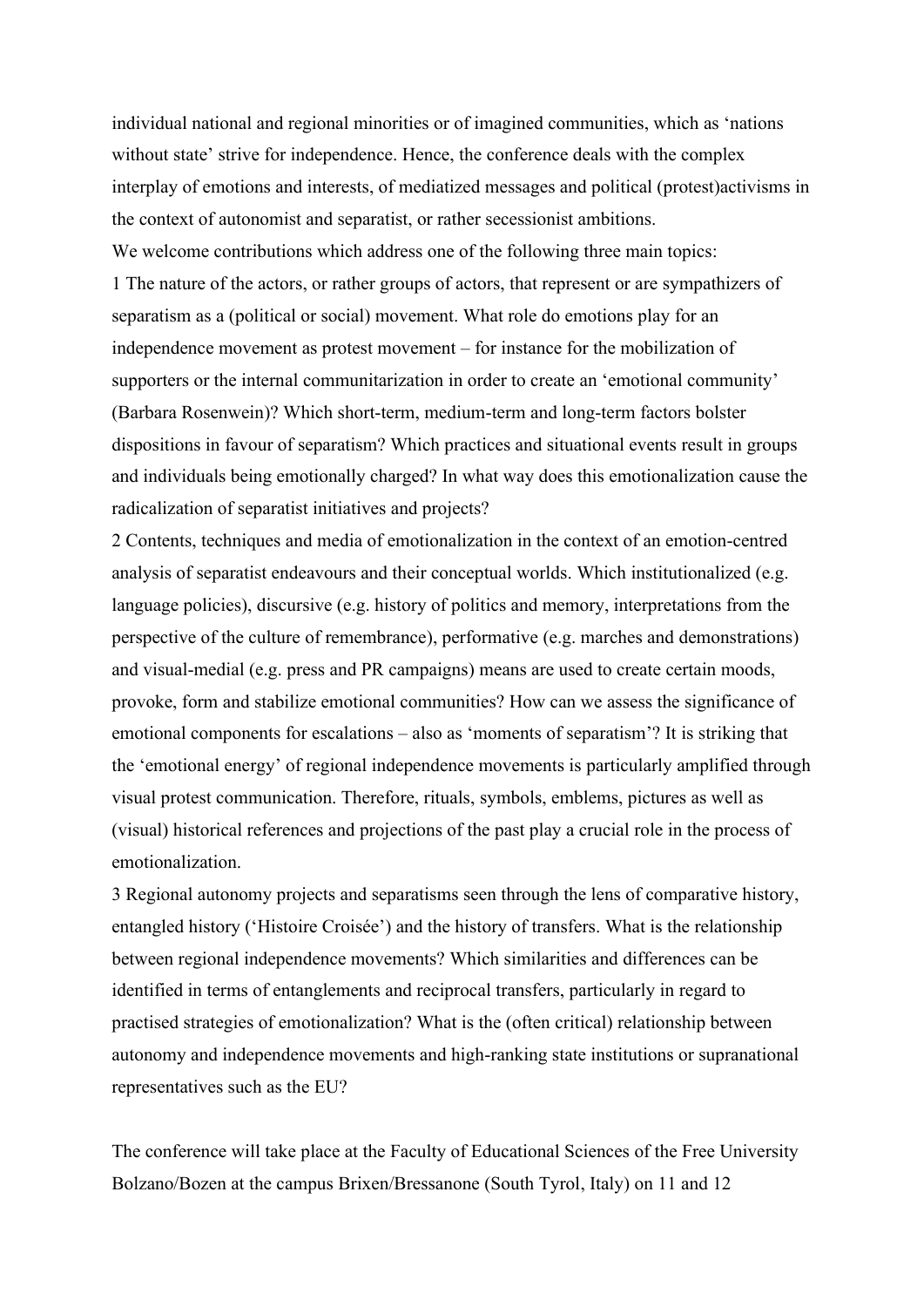individual national and regional minorities or of imagined communities, which as 'nations without state' strive for independence. Hence, the conference deals with the complex interplay of emotions and interests, of mediatized messages and political (protest)activisms in the context of autonomist and separatist, or rather secessionist ambitions.

We welcome contributions which address one of the following three main topics:

1 The nature of the actors, or rather groups of actors, that represent or are sympathizers of separatism as a (political or social) movement. What role do emotions play for an independence movement as protest movement – for instance for the mobilization of supporters or the internal communitarization in order to create an 'emotional community' (Barbara Rosenwein)? Which short-term, medium-term and long-term factors bolster dispositions in favour of separatism? Which practices and situational events result in groups and individuals being emotionally charged? In what way does this emotionalization cause the radicalization of separatist initiatives and projects?

2 Contents, techniques and media of emotionalization in the context of an emotion-centred analysis of separatist endeavours and their conceptual worlds. Which institutionalized (e.g. language policies), discursive (e.g. history of politics and memory, interpretations from the perspective of the culture of remembrance), performative (e.g. marches and demonstrations) and visual-medial (e.g. press and PR campaigns) means are used to create certain moods, provoke, form and stabilize emotional communities? How can we assess the significance of emotional components for escalations – also as 'moments of separatism'? It is striking that the 'emotional energy' of regional independence movements is particularly amplified through visual protest communication. Therefore, rituals, symbols, emblems, pictures as well as (visual) historical references and projections of the past play a crucial role in the process of emotionalization.

3 Regional autonomy projects and separatisms seen through the lens of comparative history, entangled history ('Histoire Croisée') and the history of transfers. What is the relationship between regional independence movements? Which similarities and differences can be identified in terms of entanglements and reciprocal transfers, particularly in regard to practised strategies of emotionalization? What is the (often critical) relationship between autonomy and independence movements and high-ranking state institutions or supranational representatives such as the EU?

The conference will take place at the Faculty of Educational Sciences of the Free University Bolzano/Bozen at the campus Brixen/Bressanone (South Tyrol, Italy) on 11 and 12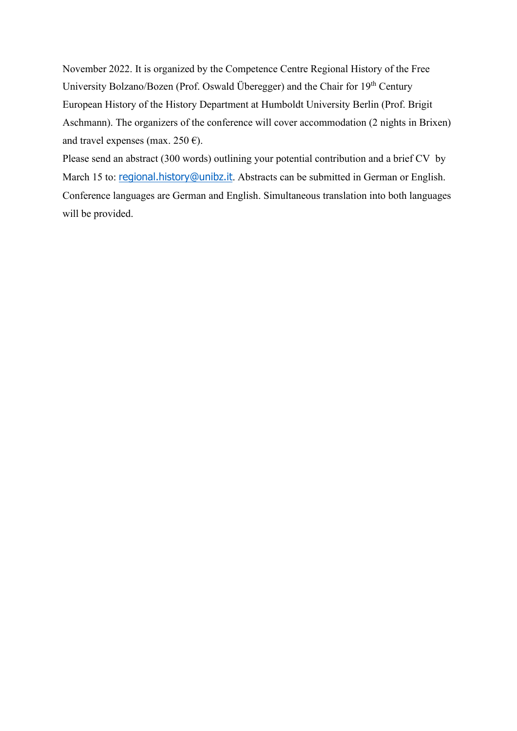November 2022. It is organized by the Competence Centre Regional History of the Free University Bolzano/Bozen (Prof. Oswald Überegger) and the Chair for 19th Century European History of the History Department at Humboldt University Berlin (Prof. Brigit Aschmann). The organizers of the conference will cover accommodation (2 nights in Brixen) and travel expenses (max. 250 €).

Please send an abstract (300 words) outlining your potential contribution and a brief CV by March 15 to: regional.history@unibz.it. Abstracts can be submitted in German or English. Conference languages are German and English. Simultaneous translation into both languages will be provided.